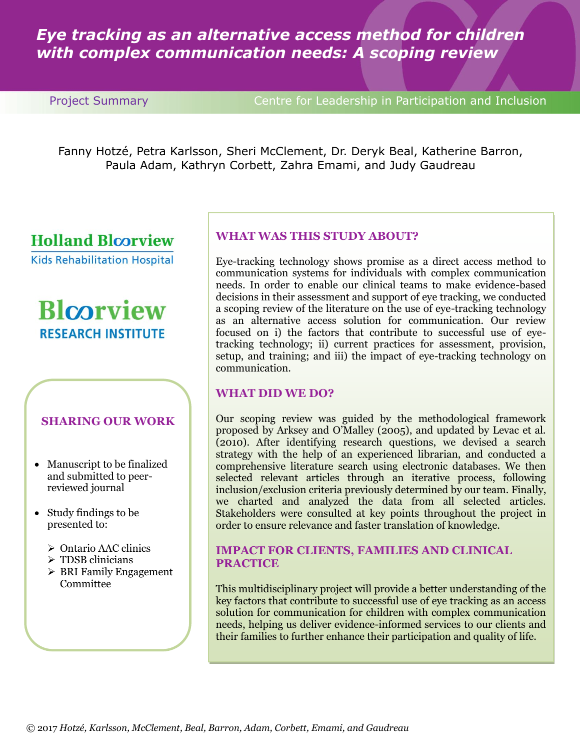# *Eye tracking as an alternative access method for children with complex communication needs: A scoping review*

Project Summary

Centre for Leadership in Participation and Inclusion

Fanny Hotzé, Petra Karlsson, Sheri McClement, Dr. Deryk Beal, Katherine Barron, Paula Adam, Kathryn Corbett, Zahra Emami, and Judy Gaudreau

Holland Bloorview Kids Rehabilitation Hospital

Bloorview RESEARCH INSTITUTE

## WHAT WAS THIS STUDY ABOUT?

Eye-tracking technology shows promise as a direct access method to communication systems for individuals with complex communication needs. In order to enable our clinical teams to make evidence-based decisions in their assessment and support of eye tracking, we conducted a scoping review of the literature on the use of eye-tracking technology as an alternative access solution for communication. Our review focused on i) the factors that contribute to successful use of eye-tracking technology; ii) current practices for assessment, provision, setup, and training; and iii) the impact of eye-tracking technology on communication.

## WHAT DID WE DO?

Our scoping review was guided by the methodological framework proposed by Arksey and O'Malley (2005), and updated by Levac et al. (2010). After identifying research questions, we devised a search strategy with the help of an experienced librarian, and conducted a comprehensive literature search using electronic databases. We then selected relevant articles through an iterative process, following inclusion/exclusion criteria previously determined by our team. Finally, we charted and analyzed the data from all selected articles. Stakeholders were consulted at key points throughout the project in order to ensure relevance and faster translation of knowledge.

## IMPACT FOR CLIENTS, FAMILIES AND CLINICAL PRACTICE

This multidisciplinary project will provide a better understanding of the key factors that contribute to successful use of eye tracking as an access solution for communication for children with complex communication needs, helping us deliver evidence-informed services to our clients and their families to further enhance their participation and quality of life.

## SHARING OUR WORK

- Manuscript to be finalized and submitted to peer-reviewed journal
- Study findings to be presented to:
  - Ontario AAC clinics
  - TDSB clinicians
  - BRI Family Engagement Committee

© 2017 *Hotzé, Karlsson, McClement, Beal, Barron, Adam, Corbett, Emami, and Gaudreau*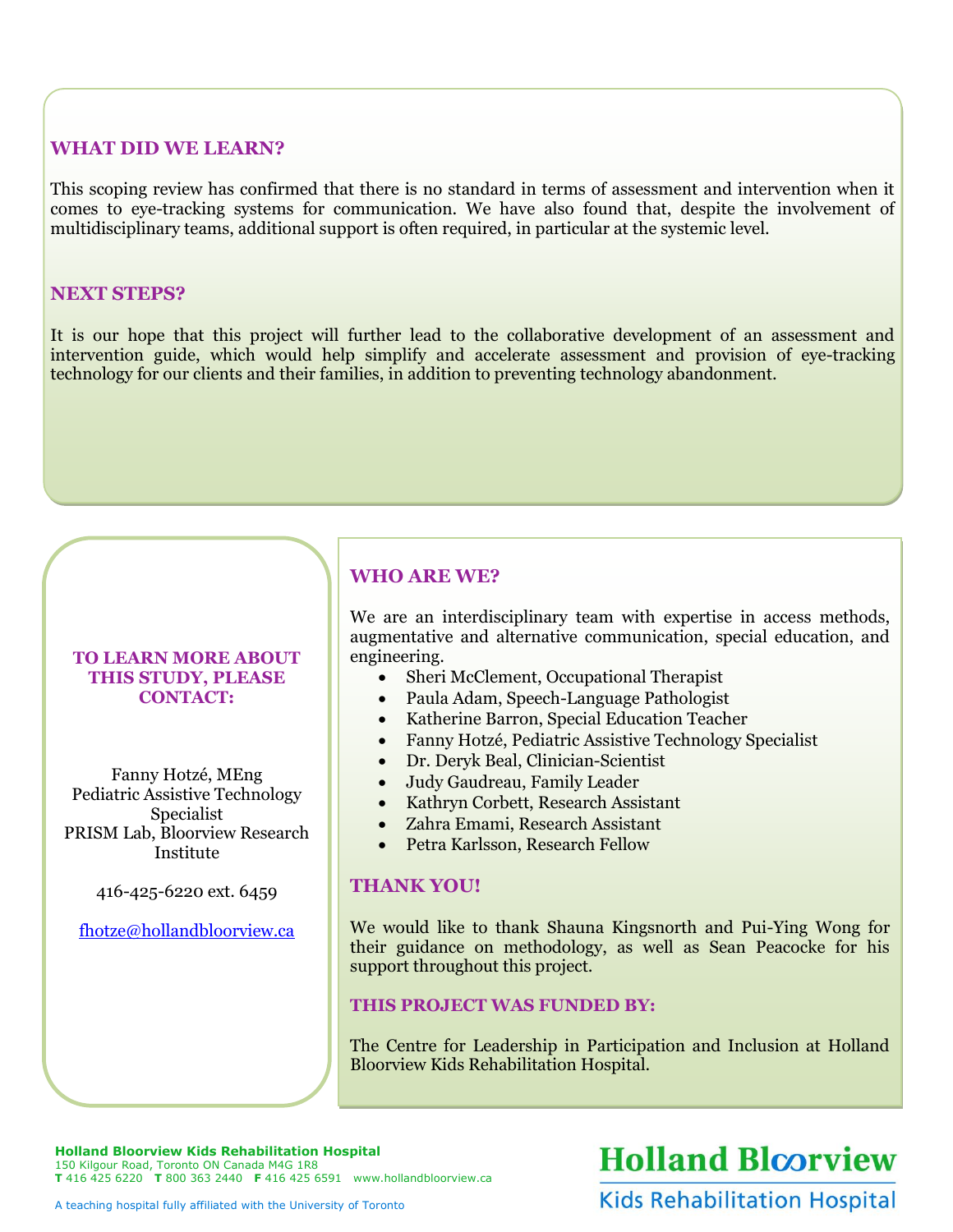## WHAT DID WE LEARN?

This scoping review has confirmed that there is no standard in terms of assessment and intervention when it comes to eye-tracking systems for communication. We have also found that, despite the involvement of multidisciplinary teams, additional support is often required, in particular at the systemic level.

## NEXT STEPS?

It is our hope that this project will further lead to the collaborative development of an assessment and intervention guide, which would help simplify and accelerate assessment and provision of eye-tracking technology for our clients and their families, in addition to preventing technology abandonment.

## WHO ARE WE?

We are an interdisciplinary team with expertise in access methods, augmentative and alternative communication, special education, and engineering.

- Sheri McClement, Occupational Therapist
- Paula Adam, Speech-Language Pathologist
- Katherine Barron, Special Education Teacher
- Fanny Hotzé, Pediatric Assistive Technology Specialist
- Dr. Deryk Beal, Clinician-Scientist
- Judy Gaudreau, Family Leader
- Kathryn Corbett, Research Assistant
- Zahra Emami, Research Assistant
- Petra Karlsson, Research Fellow

## THANK YOU!

We would like to thank Shauna Kingsnorth and Pui-Ying Wong for their guidance on methodology, as well as Sean Peacocke for his support throughout this project.

## THIS PROJECT WAS FUNDED BY:

The Centre for Leadership in Participation and Inclusion at Holland Bloorview Kids Rehabilitation Hospital.

## TO LEARN MORE ABOUT THIS STUDY, PLEASE CONTACT:

Fanny Hotzé, MEng
Pediatric Assistive Technology Specialist
PRISM Lab, Bloorview Research Institute

416-425-6220 ext. 6459

fhotze@hollandbloorview.ca

**Holland Bloorview Kids Rehabilitation Hospital**
150 Kilgour Road, Toronto ON Canada M4G 1R8
**T** 416 425 6220 **T** 800 363 2440 **F** 416 425 6591 www.hollandbloorview.ca

A teaching hospital fully affiliated with the University of Toronto

Holland Bloorview
Kids Rehabilitation Hospital